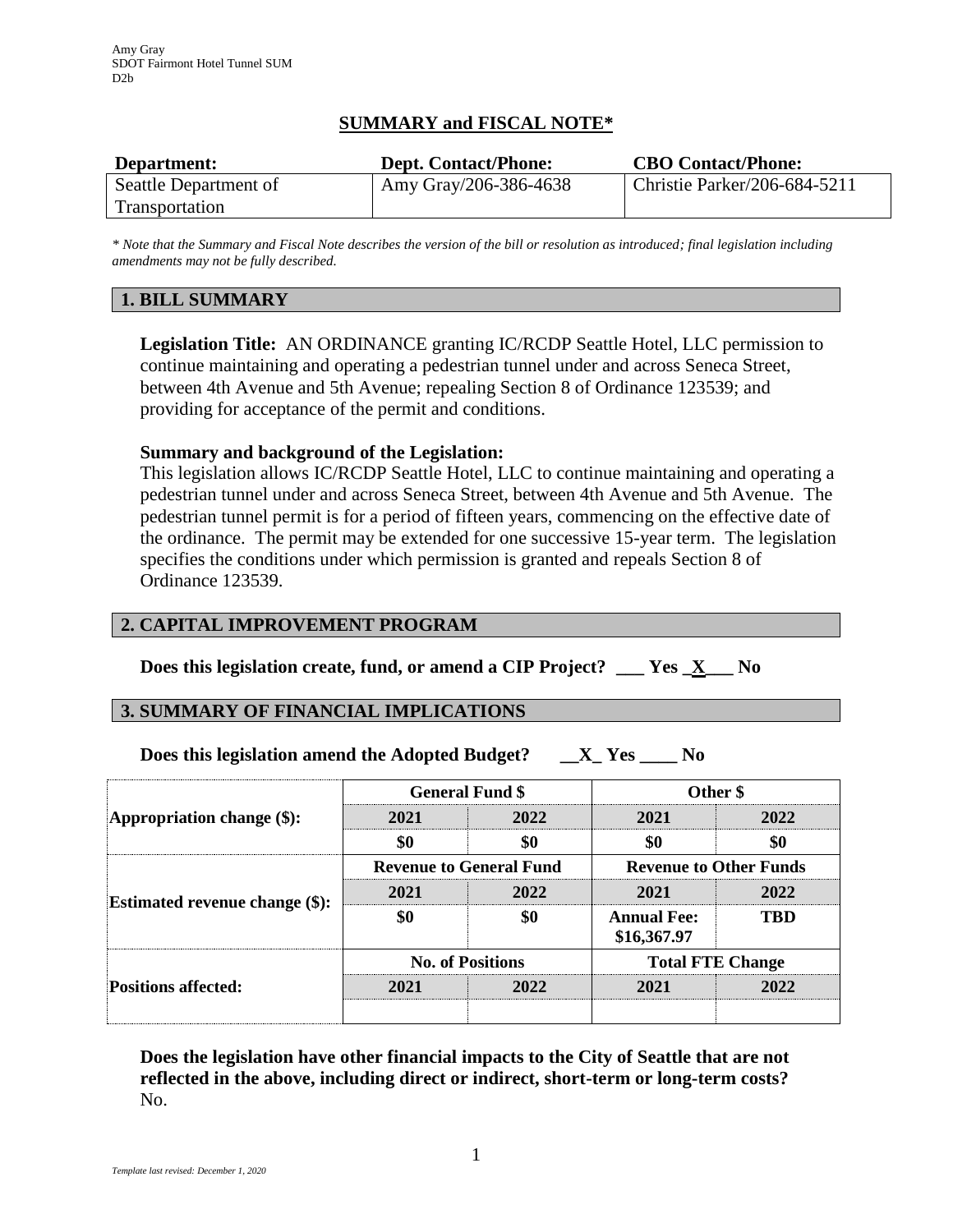Amy Gray
SDOT Fairmont Hotel Tunnel SUM
D2b

# SUMMARY and FISCAL NOTE*

| Department: | Dept. Contact/Phone: | CBO Contact/Phone: |
|---|---|---|
| Seattle Department of Transportation | Amy Gray/206-386-4638 | Christie Parker/206-684-5211 |

*\* Note that the Summary and Fiscal Note describes the version of the bill or resolution as introduced; final legislation including amendments may not be fully described.*

## 1. BILL SUMMARY

**Legislation Title:** AN ORDINANCE granting IC/RCDP Seattle Hotel, LLC permission to continue maintaining and operating a pedestrian tunnel under and across Seneca Street, between 4th Avenue and 5th Avenue; repealing Section 8 of Ordinance 123539; and providing for acceptance of the permit and conditions.

**Summary and background of the Legislation:**
This legislation allows IC/RCDP Seattle Hotel, LLC to continue maintaining and operating a pedestrian tunnel under and across Seneca Street, between 4th Avenue and 5th Avenue. The pedestrian tunnel permit is for a period of fifteen years, commencing on the effective date of the ordinance. The permit may be extended for one successive 15-year term. The legislation specifies the conditions under which permission is granted and repeals Section 8 of Ordinance 123539.

## 2. CAPITAL IMPROVEMENT PROGRAM

**Does this legislation create, fund, or amend a CIP Project? \_\_\_ Yes \_X\_\_\_ No**

## 3. SUMMARY OF FINANCIAL IMPLICATIONS

**Does this legislation amend the Adopted Budget? \_\_X\_ Yes \_\_\_\_ No**

| | General Fund $ | | Other $ | |
|---|---|---|---|---|
| **Appropriation change ($):** | **2021** | **2022** | **2021** | **2022** |
| | **$0** | **$0** | **$0** | **$0** |
| | **Revenue to General Fund** | | **Revenue to Other Funds** | |
| **Estimated revenue change ($):** | **2021** | **2022** | **2021** | **2022** |
| | **$0** | **$0** | **Annual Fee: $16,367.97** | **TBD** |
| | **No. of Positions** | | **Total FTE Change** | |
| **Positions affected:** | **2021** | **2022** | **2021** | **2022** |
| | | | | |

**Does the legislation have other financial impacts to the City of Seattle that are not reflected in the above, including direct or indirect, short-term or long-term costs?**
No.

*Template last revised: December 1, 2020*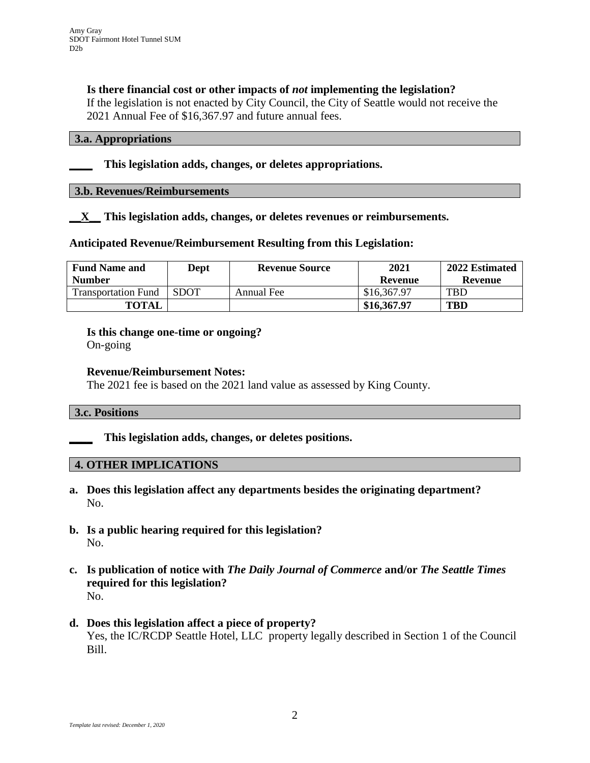**Is there financial cost or other impacts of *not* implementing the legislation?**
If the legislation is not enacted by City Council, the City of Seattle would not receive the 2021 Annual Fee of $16,367.97 and future annual fees.

### 3.a. Appropriations

**____ This legislation adds, changes, or deletes appropriations.**

### 3.b. Revenues/Reimbursements

**__X__ This legislation adds, changes, or deletes revenues or reimbursements.**

**Anticipated Revenue/Reimbursement Resulting from this Legislation:**

| Fund Name and Number | Dept | Revenue Source | 2021 Revenue | 2022 Estimated Revenue |
|---|---|---|---|---|
| Transportation Fund | SDOT | Annual Fee | $16,367.97 | TBD |
| **TOTAL** | | | **$16,367.97** | **TBD** |

**Is this change one-time or ongoing?**
On-going

**Revenue/Reimbursement Notes:**
The 2021 fee is based on the 2021 land value as assessed by King County.

### 3.c. Positions

**____ This legislation adds, changes, or deletes positions.**

### 4. OTHER IMPLICATIONS

a. **Does this legislation affect any departments besides the originating department?**
   No.

b. **Is a public hearing required for this legislation?**
   No.

c. **Is publication of notice with *The Daily Journal of Commerce* and/or *The Seattle Times* required for this legislation?**
   No.

d. **Does this legislation affect a piece of property?**
   Yes, the IC/RCDP Seattle Hotel, LLC property legally described in Section 1 of the Council Bill.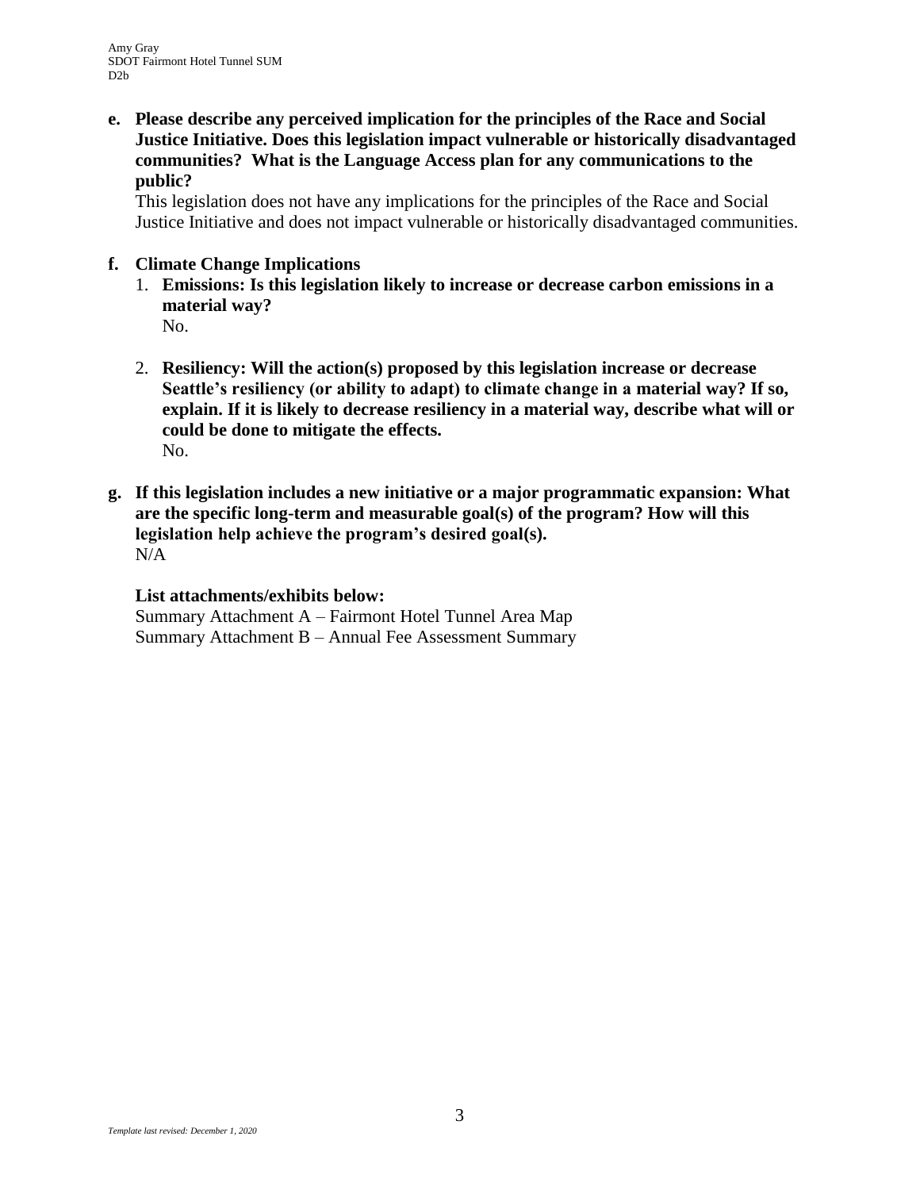**e. Please describe any perceived implication for the principles of the Race and Social Justice Initiative. Does this legislation impact vulnerable or historically disadvantaged communities? What is the Language Access plan for any communications to the public?**

This legislation does not have any implications for the principles of the Race and Social Justice Initiative and does not impact vulnerable or historically disadvantaged communities.

**f. Climate Change Implications**

1. **Emissions: Is this legislation likely to increase or decrease carbon emissions in a material way?**
   No.

2. **Resiliency: Will the action(s) proposed by this legislation increase or decrease Seattle's resiliency (or ability to adapt) to climate change in a material way? If so, explain. If it is likely to decrease resiliency in a material way, describe what will or could be done to mitigate the effects.**
   No.

**g. If this legislation includes a new initiative or a major programmatic expansion: What are the specific long-term and measurable goal(s) of the program? How will this legislation help achieve the program's desired goal(s).**

N/A

**List attachments/exhibits below:**

Summary Attachment A – Fairmont Hotel Tunnel Area Map
Summary Attachment B – Annual Fee Assessment Summary